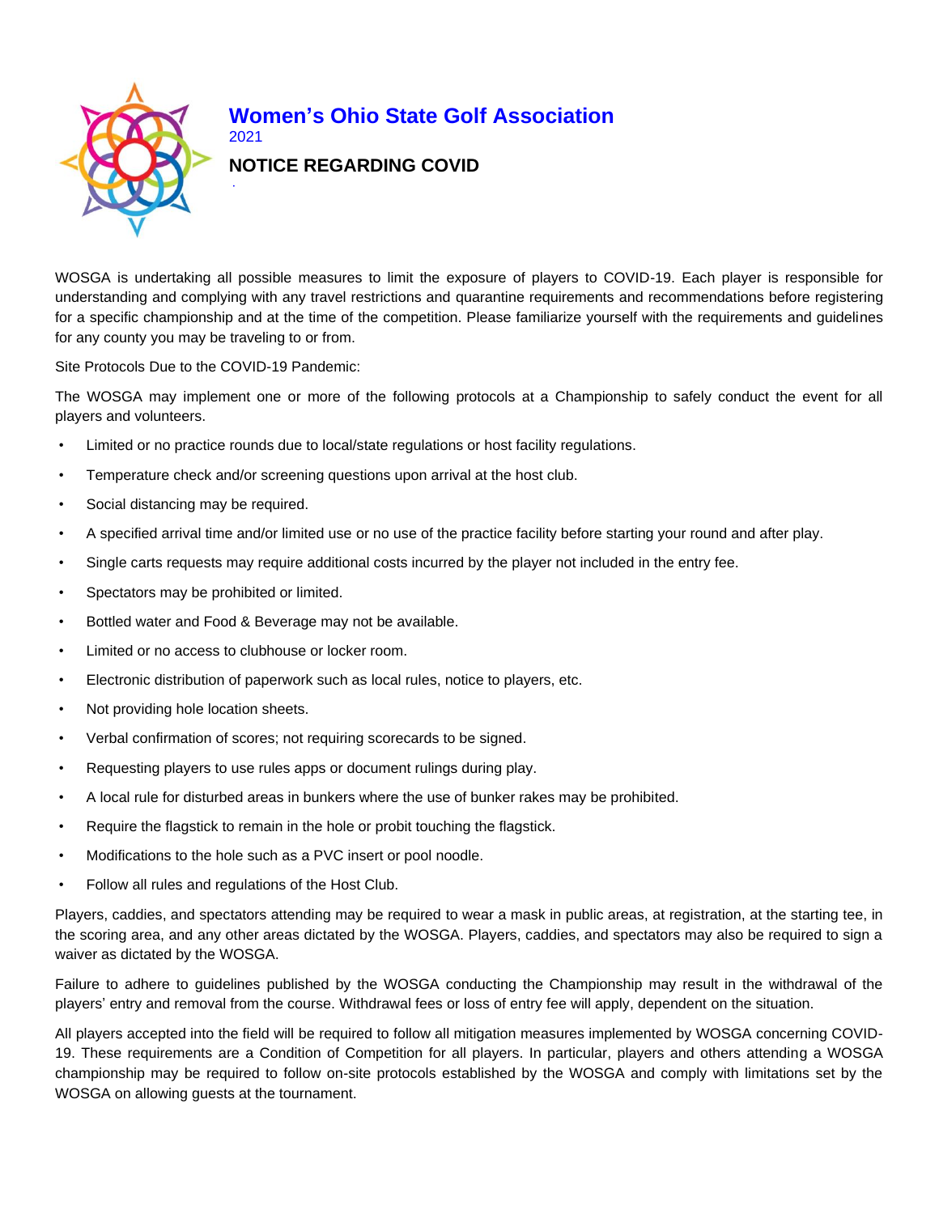# Women's Ohio State Golf Association

2021

## NOTICE REGARDING COVID

WOSGA is undertaking all possible measures to limit the exposure of players to COVID-19. Each player is responsible for understanding and complying with any travel restrictions and quarantine requirements and recommendations before registering for a specific championship and at the time of the competition. Please familiarize yourself with the requirements and guidelines for any county you may be traveling to or from.

Site Protocols Due to the COVID-19 Pandemic:

The WOSGA may implement one or more of the following protocols at a Championship to safely conduct the event for all players and volunteers.

- Limited or no practice rounds due to local/state regulations or host facility regulations.
- Temperature check and/or screening questions upon arrival at the host club.
- Social distancing may be required.
- A specified arrival time and/or limited use or no use of the practice facility before starting your round and after play.
- Single carts requests may require additional costs incurred by the player not included in the entry fee.
- Spectators may be prohibited or limited.
- Bottled water and Food & Beverage may not be available.
- Limited or no access to clubhouse or locker room.
- Electronic distribution of paperwork such as local rules, notice to players, etc.
- Not providing hole location sheets.
- Verbal confirmation of scores; not requiring scorecards to be signed.
- Requesting players to use rules apps or document rulings during play.
- A local rule for disturbed areas in bunkers where the use of bunker rakes may be prohibited.
- Require the flagstick to remain in the hole or probit touching the flagstick.
- Modifications to the hole such as a PVC insert or pool noodle.
- Follow all rules and regulations of the Host Club.

Players, caddies, and spectators attending may be required to wear a mask in public areas, at registration, at the starting tee, in the scoring area, and any other areas dictated by the WOSGA. Players, caddies, and spectators may also be required to sign a waiver as dictated by the WOSGA.

Failure to adhere to guidelines published by the WOSGA conducting the Championship may result in the withdrawal of the players' entry and removal from the course. Withdrawal fees or loss of entry fee will apply, dependent on the situation.

All players accepted into the field will be required to follow all mitigation measures implemented by WOSGA concerning COVID-19. These requirements are a Condition of Competition for all players. In particular, players and others attending a WOSGA championship may be required to follow on-site protocols established by the WOSGA and comply with limitations set by the WOSGA on allowing guests at the tournament.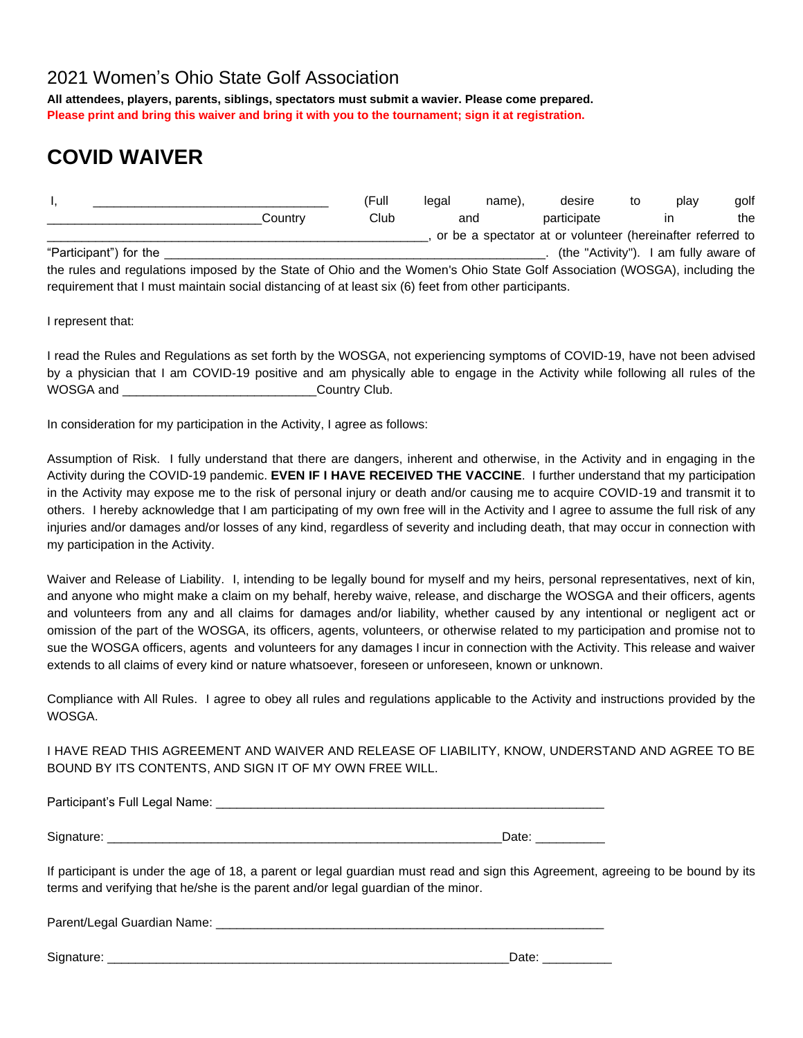2021 Women's Ohio State Golf Association

**All attendees, players, parents, siblings, spectators must submit a wavier. Please come prepared.**
**Please print and bring this waiver and bring it with you to the tournament; sign it at registration.**

# COVID WAIVER

I, _________________________________ (Full legal name), desire to play golf _____________________________Country Club and participate in the _____________________________________________________, or be a spectator at or volunteer (hereinafter referred to "Participant") for the ________________________________________________________. (the "Activity"). I am fully aware of the rules and regulations imposed by the State of Ohio and the Women's Ohio State Golf Association (WOSGA), including the requirement that I must maintain social distancing of at least six (6) feet from other participants.

I represent that:

I read the Rules and Regulations as set forth by the WOSGA, not experiencing symptoms of COVID-19, have not been advised by a physician that I am COVID-19 positive and am physically able to engage in the Activity while following all rules of the WOSGA and ___________________________Country Club.

In consideration for my participation in the Activity, I agree as follows:

Assumption of Risk. I fully understand that there are dangers, inherent and otherwise, in the Activity and in engaging in the Activity during the COVID-19 pandemic. **EVEN IF I HAVE RECEIVED THE VACCINE**. I further understand that my participation in the Activity may expose me to the risk of personal injury or death and/or causing me to acquire COVID-19 and transmit it to others. I hereby acknowledge that I am participating of my own free will in the Activity and I agree to assume the full risk of any injuries and/or damages and/or losses of any kind, regardless of severity and including death, that may occur in connection with my participation in the Activity.

Waiver and Release of Liability. I, intending to be legally bound for myself and my heirs, personal representatives, next of kin, and anyone who might make a claim on my behalf, hereby waive, release, and discharge the WOSGA and their officers, agents and volunteers from any and all claims for damages and/or liability, whether caused by any intentional or negligent act or omission of the part of the WOSGA, its officers, agents, volunteers, or otherwise related to my participation and promise not to sue the WOSGA officers, agents and volunteers for any damages I incur in connection with the Activity. This release and waiver extends to all claims of every kind or nature whatsoever, foreseen or unforeseen, known or unknown.

Compliance with All Rules. I agree to obey all rules and regulations applicable to the Activity and instructions provided by the WOSGA.

I HAVE READ THIS AGREEMENT AND WAIVER AND RELEASE OF LIABILITY, KNOW, UNDERSTAND AND AGREE TO BE BOUND BY ITS CONTENTS, AND SIGN IT OF MY OWN FREE WILL.

Participant's Full Legal Name: _________________________________________________________

Signature: __________________________________________________________Date: __________

If participant is under the age of 18, a parent or legal guardian must read and sign this Agreement, agreeing to be bound by its terms and verifying that he/she is the parent and/or legal guardian of the minor.

Parent/Legal Guardian Name: _________________________________________________________

Signature: ___________________________________________________________Date: __________